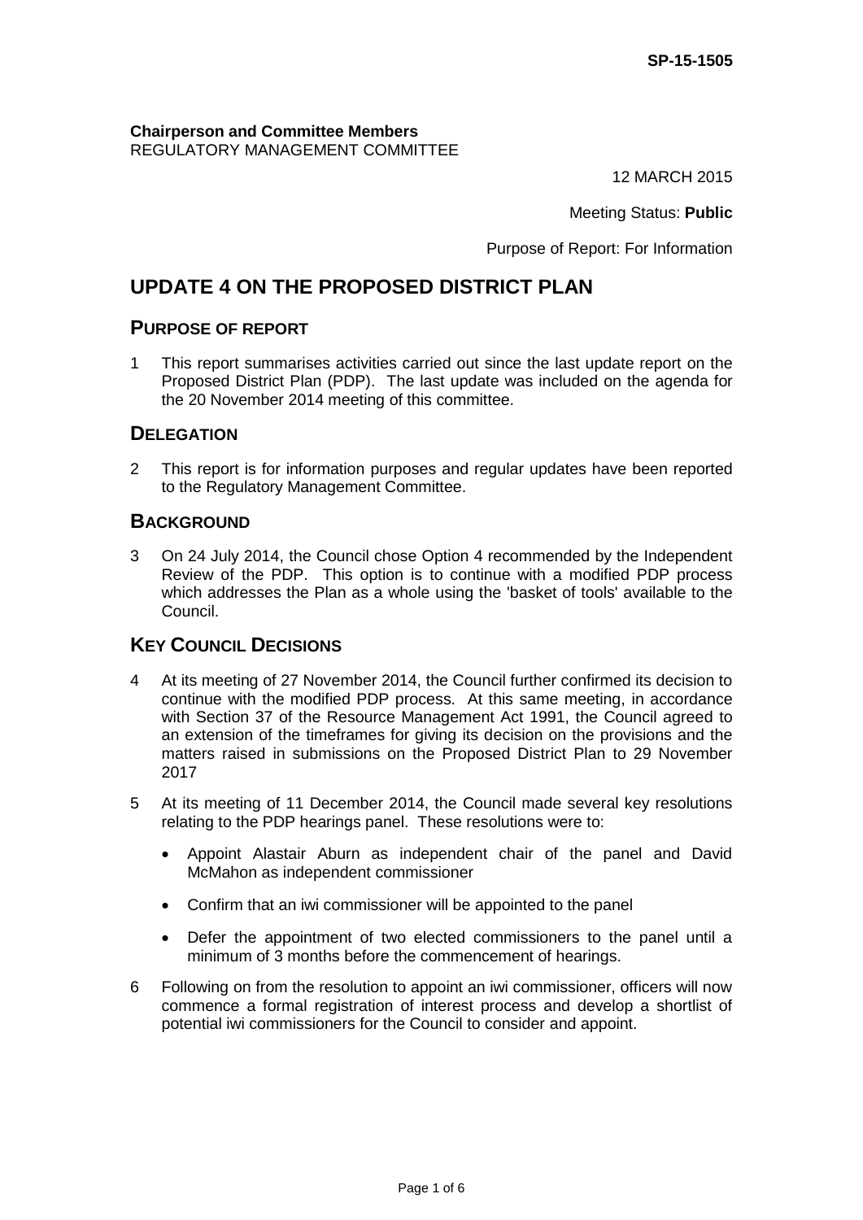SP-15-1505

**Chairperson and Committee Members**
REGULATORY MANAGEMENT COMMITTEE

12 MARCH 2015

Meeting Status: **Public**

Purpose of Report: For Information

# UPDATE 4 ON THE PROPOSED DISTRICT PLAN

## PURPOSE OF REPORT

1 This report summarises activities carried out since the last update report on the Proposed District Plan (PDP). The last update was included on the agenda for the 20 November 2014 meeting of this committee.

## DELEGATION

2 This report is for information purposes and regular updates have been reported to the Regulatory Management Committee.

## BACKGROUND

3 On 24 July 2014, the Council chose Option 4 recommended by the Independent Review of the PDP. This option is to continue with a modified PDP process which addresses the Plan as a whole using the 'basket of tools' available to the Council.

## KEY COUNCIL DECISIONS

4 At its meeting of 27 November 2014, the Council further confirmed its decision to continue with the modified PDP process. At this same meeting, in accordance with Section 37 of the Resource Management Act 1991, the Council agreed to an extension of the timeframes for giving its decision on the provisions and the matters raised in submissions on the Proposed District Plan to 29 November 2017

5 At its meeting of 11 December 2014, the Council made several key resolutions relating to the PDP hearings panel. These resolutions were to:

- Appoint Alastair Aburn as independent chair of the panel and David McMahon as independent commissioner
- Confirm that an iwi commissioner will be appointed to the panel
- Defer the appointment of two elected commissioners to the panel until a minimum of 3 months before the commencement of hearings.

6 Following on from the resolution to appoint an iwi commissioner, officers will now commence a formal registration of interest process and develop a shortlist of potential iwi commissioners for the Council to consider and appoint.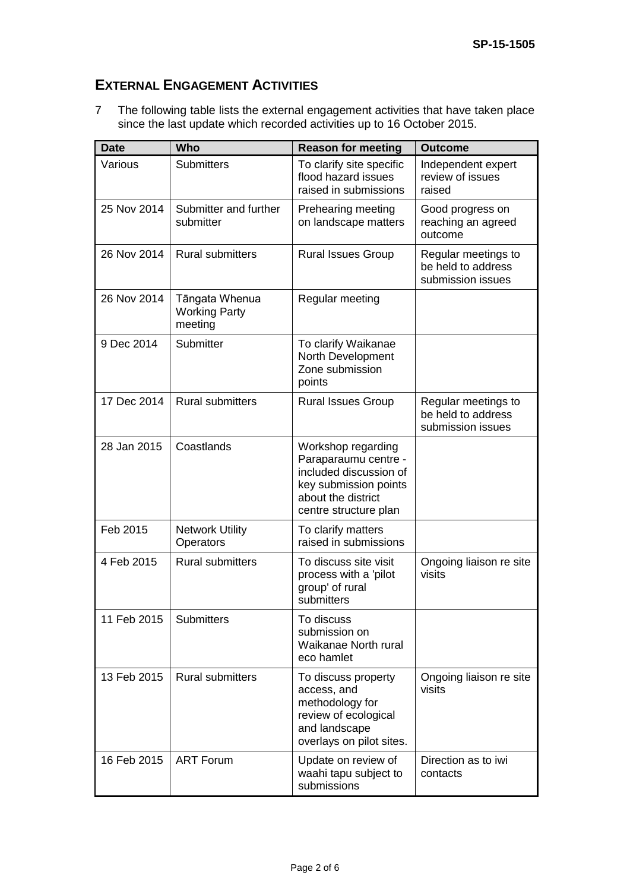## EXTERNAL ENGAGEMENT ACTIVITIES

7 The following table lists the external engagement activities that have taken place since the last update which recorded activities up to 16 October 2015.

| Date | Who | Reason for meeting | Outcome |
|---|---|---|---|
| Various | Submitters | To clarify site specific flood hazard issues raised in submissions | Independent expert review of issues raised |
| 25 Nov 2014 | Submitter and further submitter | Prehearing meeting on landscape matters | Good progress on reaching an agreed outcome |
| 26 Nov 2014 | Rural submitters | Rural Issues Group | Regular meetings to be held to address submission issues |
| 26 Nov 2014 | Tāngata Whenua Working Party meeting | Regular meeting | |
| 9 Dec 2014 | Submitter | To clarify Waikanae North Development Zone submission points | |
| 17 Dec 2014 | Rural submitters | Rural Issues Group | Regular meetings to be held to address submission issues |
| 28 Jan 2015 | Coastlands | Workshop regarding Paraparaumu centre - included discussion of key submission points about the district centre structure plan | |
| Feb 2015 | Network Utility Operators | To clarify matters raised in submissions | |
| 4 Feb 2015 | Rural submitters | To discuss site visit process with a 'pilot group' of rural submitters | Ongoing liaison re site visits |
| 11 Feb 2015 | Submitters | To discuss submission on Waikanae North rural eco hamlet | |
| 13 Feb 2015 | Rural submitters | To discuss property access, and methodology for review of ecological and landscape overlays on pilot sites. | Ongoing liaison re site visits |
| 16 Feb 2015 | ART Forum | Update on review of waahi tapu subject to submissions | Direction as to iwi contacts |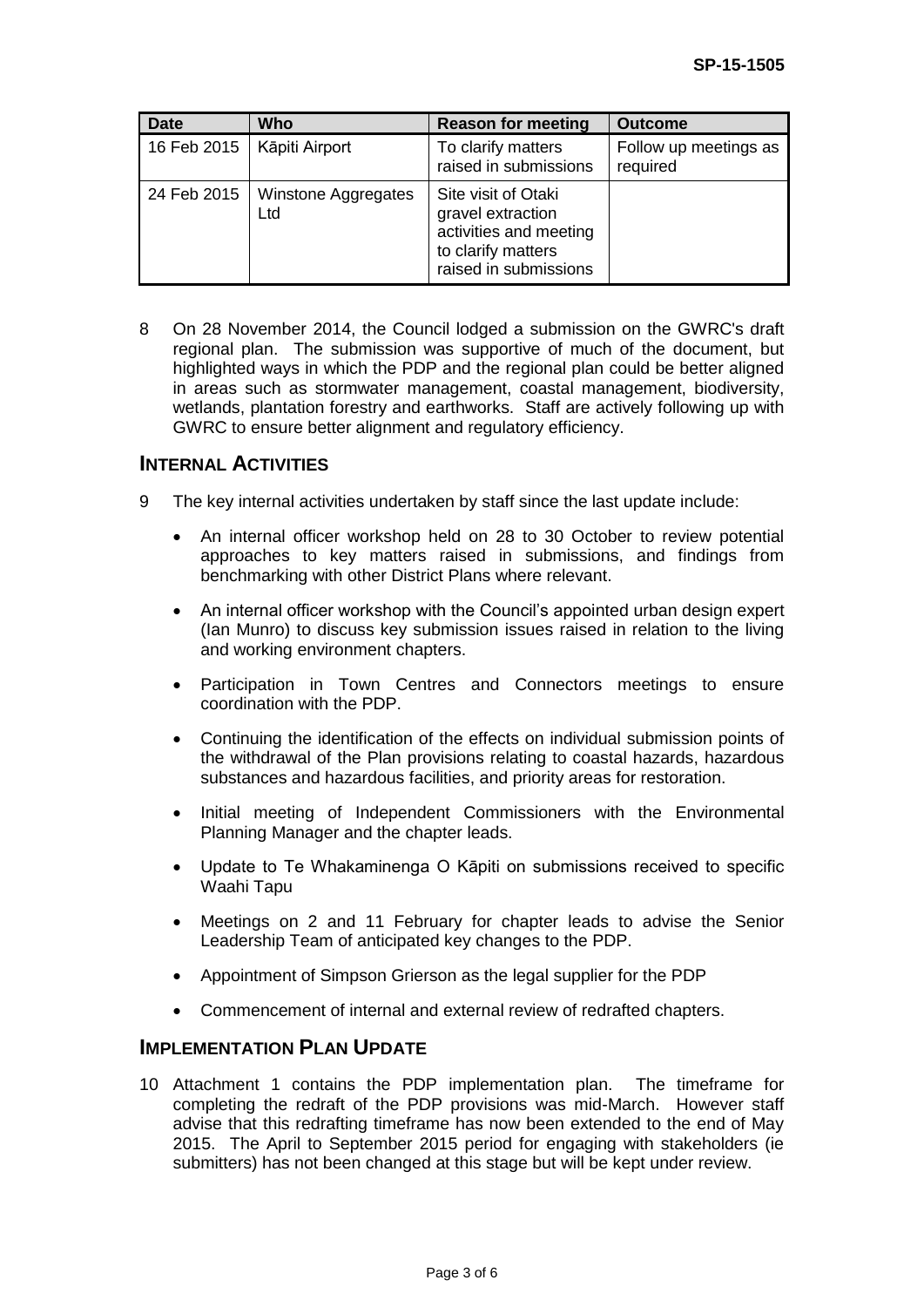| Date | Who | Reason for meeting | Outcome |
|---|---|---|---|
| 16 Feb 2015 | Kāpiti Airport | To clarify matters raised in submissions | Follow up meetings as required |
| 24 Feb 2015 | Winstone Aggregates Ltd | Site visit of Otaki gravel extraction activities and meeting to clarify matters raised in submissions | |

8 On 28 November 2014, the Council lodged a submission on the GWRC's draft regional plan. The submission was supportive of much of the document, but highlighted ways in which the PDP and the regional plan could be better aligned in areas such as stormwater management, coastal management, biodiversity, wetlands, plantation forestry and earthworks. Staff are actively following up with GWRC to ensure better alignment and regulatory efficiency.

## Internal Activities

9 The key internal activities undertaken by staff since the last update include:

- An internal officer workshop held on 28 to 30 October to review potential approaches to key matters raised in submissions, and findings from benchmarking with other District Plans where relevant.
- An internal officer workshop with the Council's appointed urban design expert (Ian Munro) to discuss key submission issues raised in relation to the living and working environment chapters.
- Participation in Town Centres and Connectors meetings to ensure coordination with the PDP.
- Continuing the identification of the effects on individual submission points of the withdrawal of the Plan provisions relating to coastal hazards, hazardous substances and hazardous facilities, and priority areas for restoration.
- Initial meeting of Independent Commissioners with the Environmental Planning Manager and the chapter leads.
- Update to Te Whakaminenga O Kāpiti on submissions received to specific Waahi Tapu
- Meetings on 2 and 11 February for chapter leads to advise the Senior Leadership Team of anticipated key changes to the PDP.
- Appointment of Simpson Grierson as the legal supplier for the PDP
- Commencement of internal and external review of redrafted chapters.

## Implementation Plan Update

10 Attachment 1 contains the PDP implementation plan. The timeframe for completing the redraft of the PDP provisions was mid-March. However staff advise that this redrafting timeframe has now been extended to the end of May 2015. The April to September 2015 period for engaging with stakeholders (ie submitters) has not been changed at this stage but will be kept under review.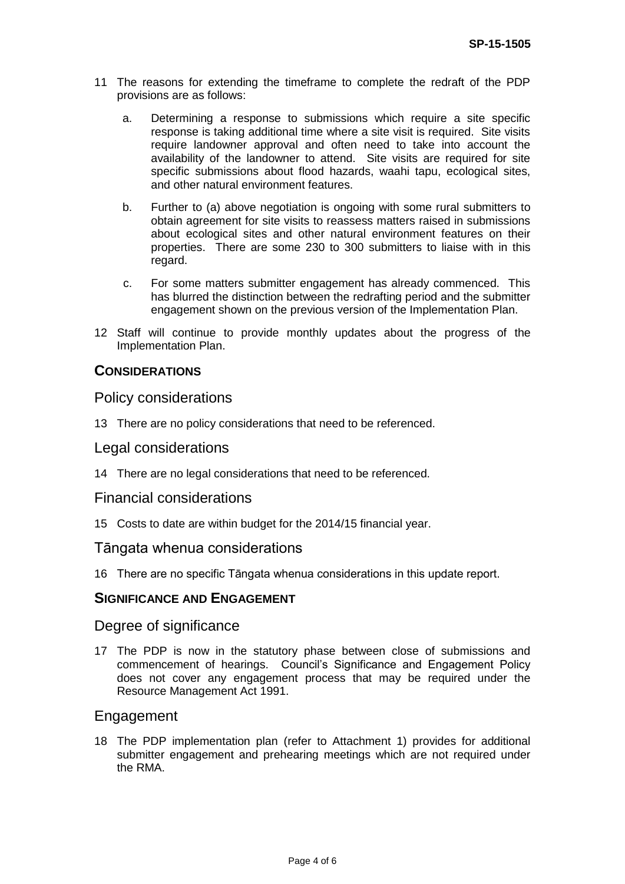11 The reasons for extending the timeframe to complete the redraft of the PDP provisions are as follows:

   a. Determining a response to submissions which require a site specific response is taking additional time where a site visit is required. Site visits require landowner approval and often need to take into account the availability of the landowner to attend. Site visits are required for site specific submissions about flood hazards, waahi tapu, ecological sites, and other natural environment features.

   b. Further to (a) above negotiation is ongoing with some rural submitters to obtain agreement for site visits to reassess matters raised in submissions about ecological sites and other natural environment features on their properties. There are some 230 to 300 submitters to liaise with in this regard.

   c. For some matters submitter engagement has already commenced. This has blurred the distinction between the redrafting period and the submitter engagement shown on the previous version of the Implementation Plan.

12 Staff will continue to provide monthly updates about the progress of the Implementation Plan.

## CONSIDERATIONS

### Policy considerations

13 There are no policy considerations that need to be referenced.

### Legal considerations

14 There are no legal considerations that need to be referenced.

### Financial considerations

15 Costs to date are within budget for the 2014/15 financial year.

### Tāngata whenua considerations

16 There are no specific Tāngata whenua considerations in this update report.

## SIGNIFICANCE AND ENGAGEMENT

### Degree of significance

17 The PDP is now in the statutory phase between close of submissions and commencement of hearings. Council's Significance and Engagement Policy does not cover any engagement process that may be required under the Resource Management Act 1991.

### Engagement

18 The PDP implementation plan (refer to Attachment 1) provides for additional submitter engagement and prehearing meetings which are not required under the RMA.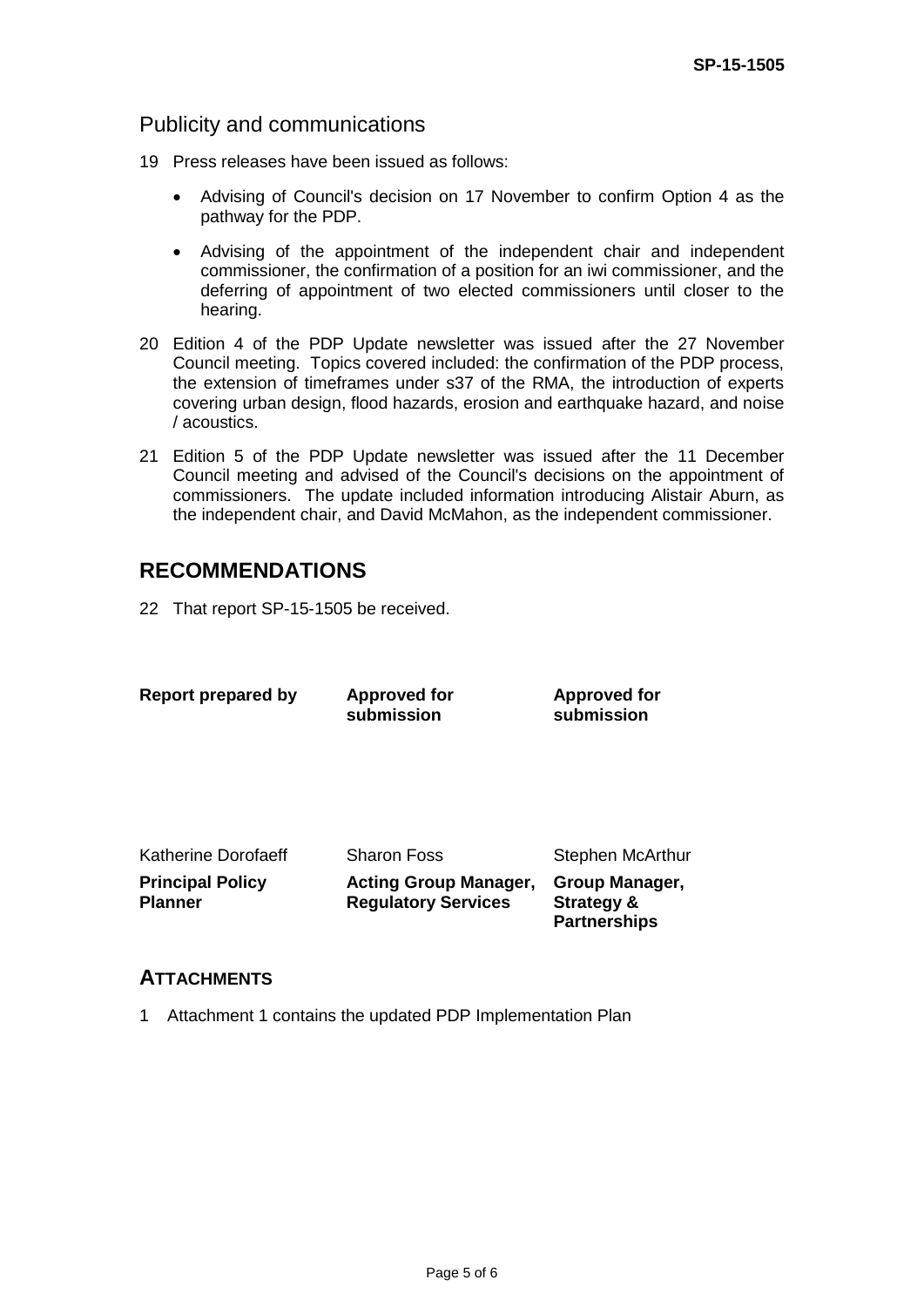## Publicity and communications

19 Press releases have been issued as follows:

- Advising of Council's decision on 17 November to confirm Option 4 as the pathway for the PDP.
- Advising of the appointment of the independent chair and independent commissioner, the confirmation of a position for an iwi commissioner, and the deferring of appointment of two elected commissioners until closer to the hearing.

20 Edition 4 of the PDP Update newsletter was issued after the 27 November Council meeting. Topics covered included: the confirmation of the PDP process, the extension of timeframes under s37 of the RMA, the introduction of experts covering urban design, flood hazards, erosion and earthquake hazard, and noise / acoustics.

21 Edition 5 of the PDP Update newsletter was issued after the 11 December Council meeting and advised of the Council's decisions on the appointment of commissioners. The update included information introducing Alistair Aburn, as the independent chair, and David McMahon, as the independent commissioner.

## RECOMMENDATIONS

22 That report SP-15-1505 be received.

| Report prepared by | Approved for submission | Approved for submission |
|---|---|---|
| Katherine Dorofaeff | Sharon Foss | Stephen McArthur |
| **Principal Policy Planner** | **Acting Group Manager, Regulatory Services** | **Group Manager, Strategy & Partnerships** |

## ATTACHMENTS

1 Attachment 1 contains the updated PDP Implementation Plan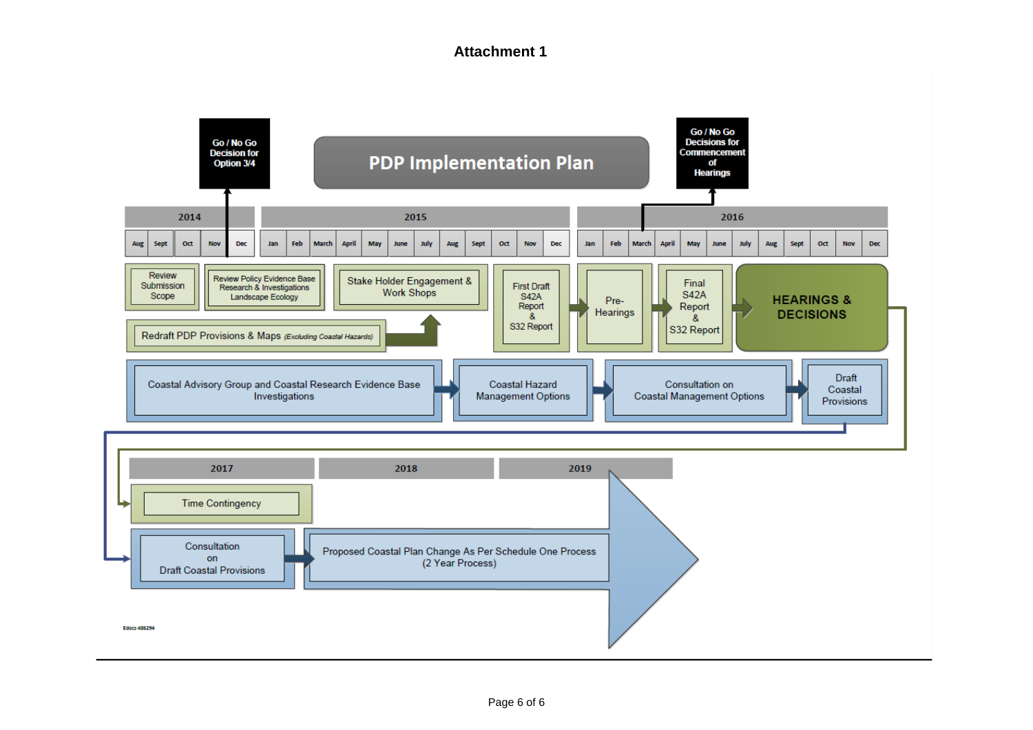# Attachment 1

PDP Implementation Plan

Go / No Go Decision for Option 3/4

Go / No Go Decisions for Commencement of Hearings

2014

Aug Sept Oct Nov Dec

2015

Jan Feb March April May June July Aug Sept Oct Nov Dec

2016

Jan Feb March April May June July Aug Sept Oct Nov Dec

Review Submission Scope

Review Policy Evidence Base Research & Investigations Landscape Ecology

Stake Holder Engagement & Work Shops

Redraft PDP Provisions & Maps *(Excluding Coastal Hazards)*

First Draft S42A Report & S32 Report

Pre-Hearings

Final S42A Report & S32 Report

HEARINGS & DECISIONS

Coastal Advisory Group and Coastal Research Evidence Base Investigations

Coastal Hazard Management Options

Consultation on Coastal Management Options

Draft Coastal Provisions

2017

2018

2019

Time Contingency

Consultation on Draft Coastal Provisions

Proposed Coastal Plan Change As Per Schedule One Process (2 Year Process)

Edocs 486294